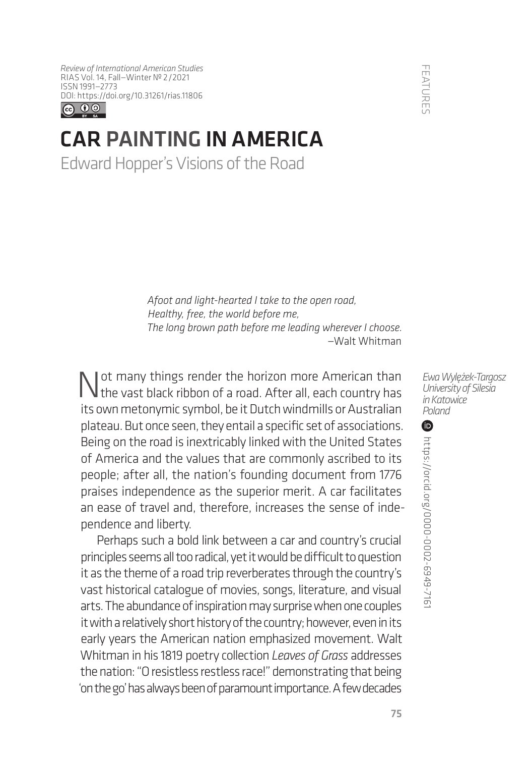*Review of International American Studies*
RIAS Vol. 14, Fall—Winter № 2/2021
ISSN 1991—2773
DOI: https://doi.org/10.31261/rias.11806

FEATURES

# CAR PAINTING IN AMERICA

## Edward Hopper's Visions of the Road

*Ewa Wylężek-Targosz*
*University of Silesia in Katowice*
*Poland*

https://orcid.org/0000-0002-6949-7161

> *Afoot and light-hearted I take to the open road,*
> *Healthy, free, the world before me,*
> *The long brown path before me leading wherever I choose.*
> —Walt Whitman

Not many things render the horizon more American than the vast black ribbon of a road. After all, each country has its own metonymic symbol, be it Dutch windmills or Australian plateau. But once seen, they entail a specific set of associations. Being on the road is inextricably linked with the United States of America and the values that are commonly ascribed to its people; after all, the nation's founding document from 1776 praises independence as the superior merit. A car facilitates an ease of travel and, therefore, increases the sense of independence and liberty.

Perhaps such a bold link between a car and country's crucial principles seems all too radical, yet it would be difficult to question it as the theme of a road trip reverberates through the country's vast historical catalogue of movies, songs, literature, and visual arts. The abundance of inspiration may surprise when one couples it with a relatively short history of the country; however, even in its early years the American nation emphasized movement. Walt Whitman in his 1819 poetry collection *Leaves of Grass* addresses the nation: "O resistless restless race!" demonstrating that being 'on the go' has always been of paramount importance. A few decades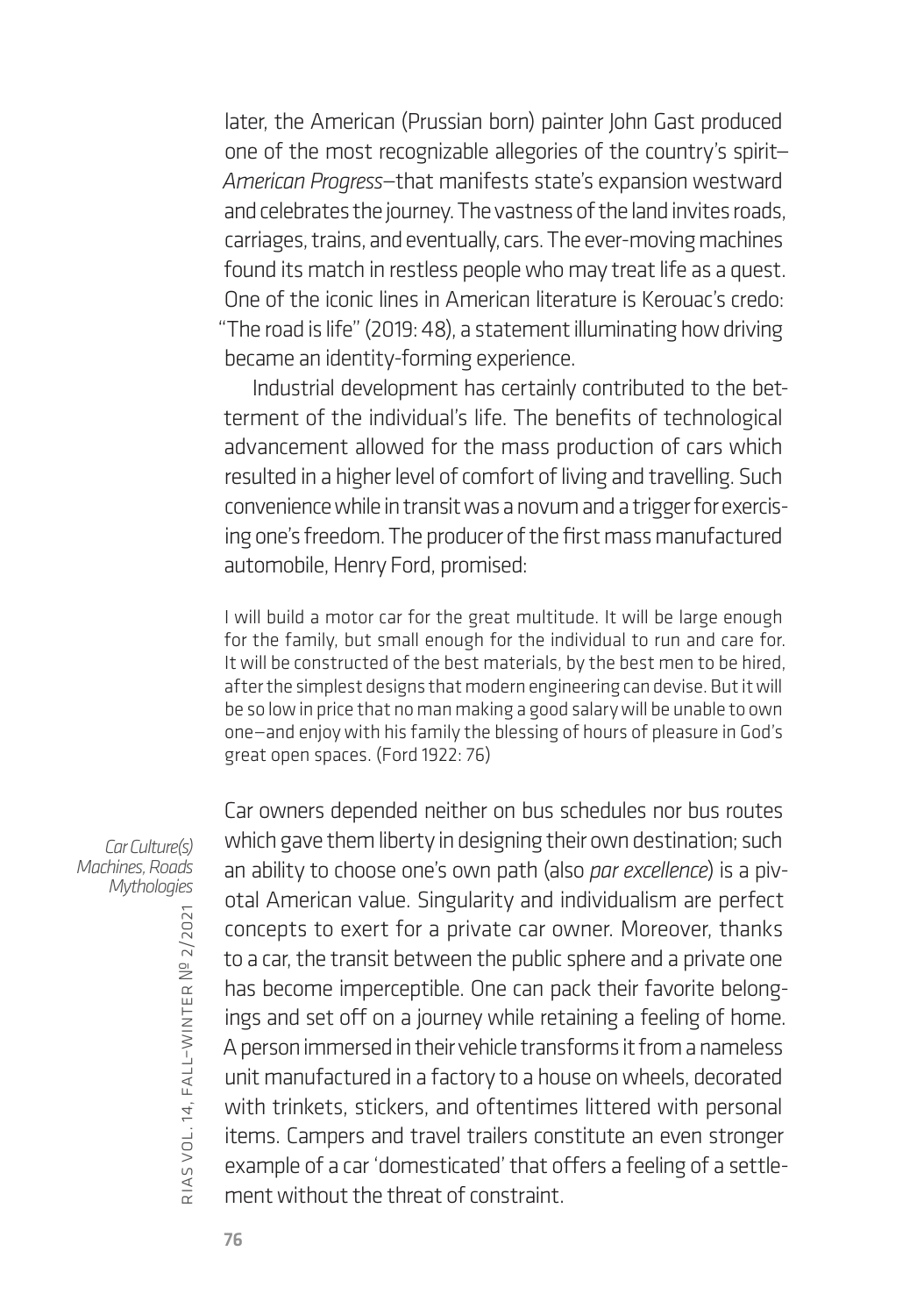later, the American (Prussian born) painter John Gast produced one of the most recognizable allegories of the country's spirit—*American Progress*—that manifests state's expansion westward and celebrates the journey. The vastness of the land invites roads, carriages, trains, and eventually, cars. The ever-moving machines found its match in restless people who may treat life as a quest. One of the iconic lines in American literature is Kerouac's credo: "The road is life" (2019: 48), a statement illuminating how driving became an identity-forming experience.

Industrial development has certainly contributed to the betterment of the individual's life. The benefits of technological advancement allowed for the mass production of cars which resulted in a higher level of comfort of living and travelling. Such convenience while in transit was a novum and a trigger for exercising one's freedom. The producer of the first mass manufactured automobile, Henry Ford, promised:

> I will build a motor car for the great multitude. It will be large enough for the family, but small enough for the individual to run and care for. It will be constructed of the best materials, by the best men to be hired, after the simplest designs that modern engineering can devise. But it will be so low in price that no man making a good salary will be unable to own one—and enjoy with his family the blessing of hours of pleasure in God's great open spaces. (Ford 1922: 76)

Car owners depended neither on bus schedules nor bus routes which gave them liberty in designing their own destination; such an ability to choose one's own path (also *par excellence*) is a pivotal American value. Singularity and individualism are perfect concepts to exert for a private car owner. Moreover, thanks to a car, the transit between the public sphere and a private one has become imperceptible. One can pack their favorite belongings and set off on a journey while retaining a feeling of home. A person immersed in their vehicle transforms it from a nameless unit manufactured in a factory to a house on wheels, decorated with trinkets, stickers, and oftentimes littered with personal items. Campers and travel trailers constitute an even stronger example of a car 'domesticated' that offers a feeling of a settlement without the threat of constraint.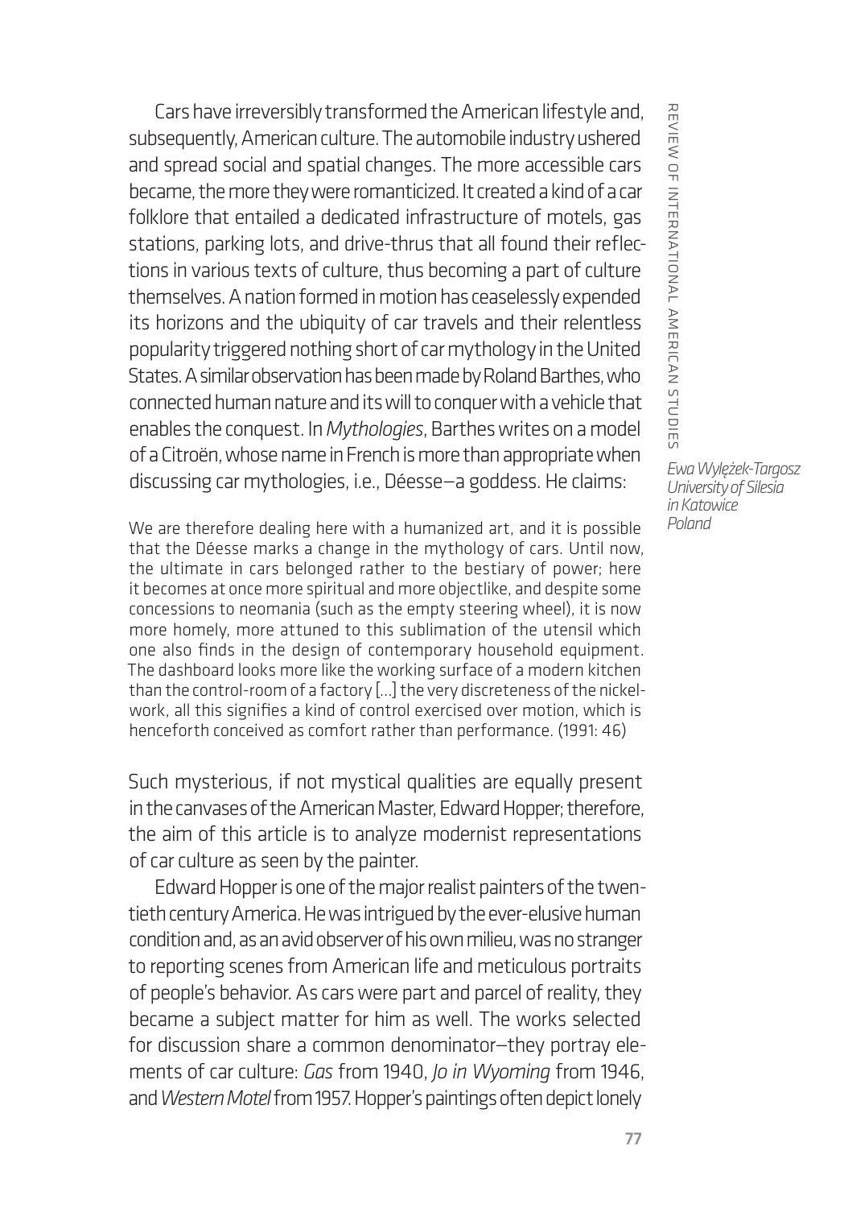Cars have irreversibly transformed the American lifestyle and, subsequently, American culture. The automobile industry ushered and spread social and spatial changes. The more accessible cars became, the more they were romanticized. It created a kind of a car folklore that entailed a dedicated infrastructure of motels, gas stations, parking lots, and drive-thrus that all found their reflections in various texts of culture, thus becoming a part of culture themselves. A nation formed in motion has ceaselessly expended its horizons and the ubiquity of car travels and their relentless popularity triggered nothing short of car mythology in the United States. A similar observation has been made by Roland Barthes, who connected human nature and its will to conquer with a vehicle that enables the conquest. In *Mythologies*, Barthes writes on a model of a Citroën, whose name in French is more than appropriate when discussing car mythologies, i.e., Déesse—a goddess. He claims:

> We are therefore dealing here with a humanized art, and it is possible that the Déesse marks a change in the mythology of cars. Until now, the ultimate in cars belonged rather to the bestiary of power; here it becomes at once more spiritual and more objectlike, and despite some concessions to neomania (such as the empty steering wheel), it is now more homely, more attuned to this sublimation of the utensil which one also finds in the design of contemporary household equipment. The dashboard looks more like the working surface of a modern kitchen than the control-room of a factory [...] the very discreteness of the nickel-work, all this signifies a kind of control exercised over motion, which is henceforth conceived as comfort rather than performance. (1991: 46)

Such mysterious, if not mystical qualities are equally present in the canvases of the American Master, Edward Hopper; therefore, the aim of this article is to analyze modernist representations of car culture as seen by the painter.

Edward Hopper is one of the major realist painters of the twentieth century America. He was intrigued by the ever-elusive human condition and, as an avid observer of his own milieu, was no stranger to reporting scenes from American life and meticulous portraits of people's behavior. As cars were part and parcel of reality, they became a subject matter for him as well. The works selected for discussion share a common denominator—they portray elements of car culture: *Gas* from 1940, *Jo in Wyoming* from 1946, and *Western Motel* from 1957. Hopper's paintings often depict lonely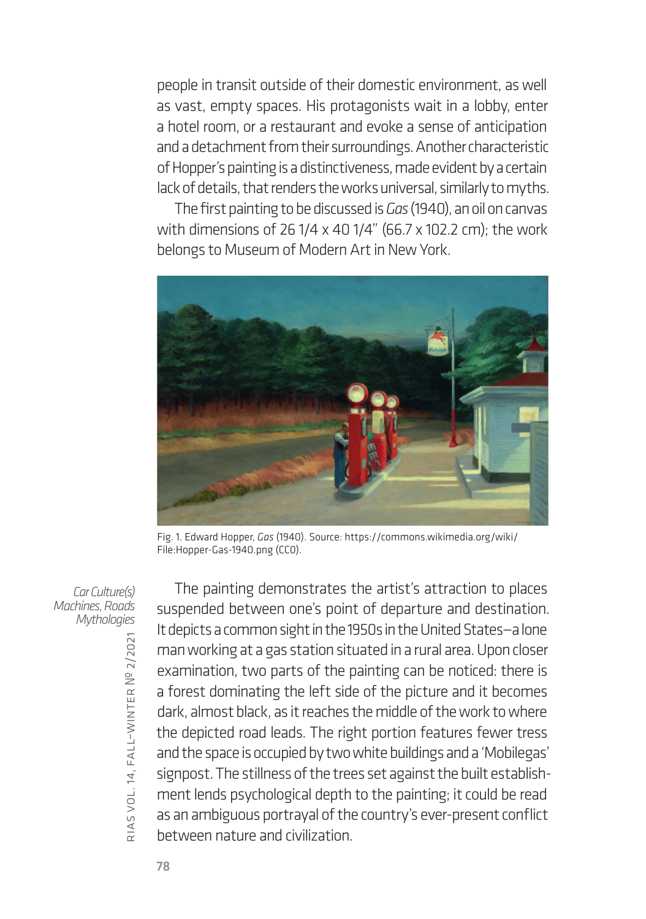people in transit outside of their domestic environment, as well as vast, empty spaces. His protagonists wait in a lobby, enter a hotel room, or a restaurant and evoke a sense of anticipation and a detachment from their surroundings. Another characteristic of Hopper's painting is a distinctiveness, made evident by a certain lack of details, that renders the works universal, similarly to myths.

The first painting to be discussed is *Gas* (1940), an oil on canvas with dimensions of 26 1/4 x 40 1/4" (66.7 x 102.2 cm); the work belongs to Museum of Modern Art in New York.

Fig. 1. Edward Hopper, *Gas* (1940). Source: https://commons.wikimedia.org/wiki/File:Hopper-Gas-1940.png (CC0).

The painting demonstrates the artist's attraction to places suspended between one's point of departure and destination. It depicts a common sight in the 1950s in the United States—a lone man working at a gas station situated in a rural area. Upon closer examination, two parts of the painting can be noticed: there is a forest dominating the left side of the picture and it becomes dark, almost black, as it reaches the middle of the work to where the depicted road leads. The right portion features fewer tress and the space is occupied by two white buildings and a 'Mobilegas' signpost. The stillness of the trees set against the built establishment lends psychological depth to the painting; it could be read as an ambiguous portrayal of the country's ever-present conflict between nature and civilization.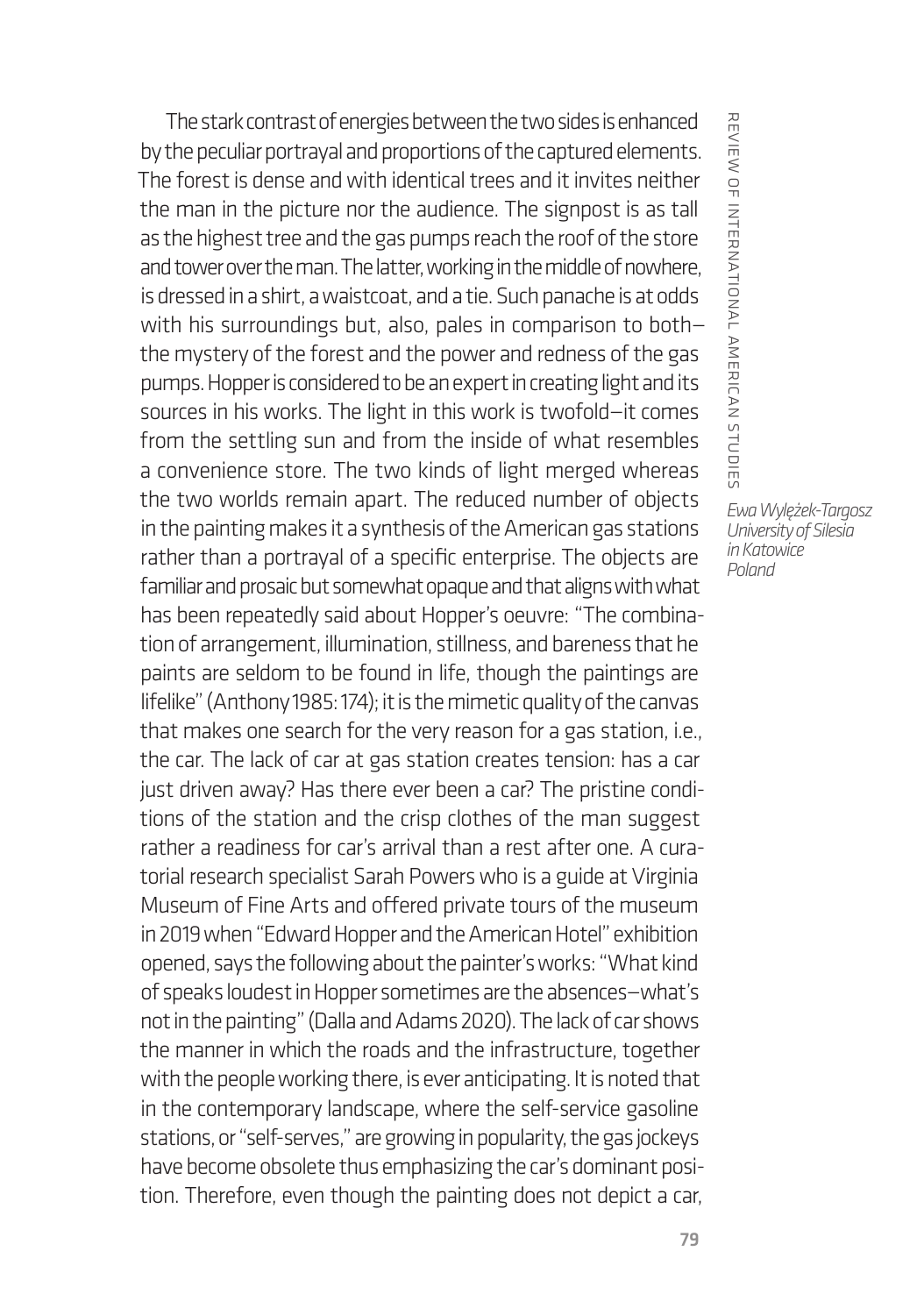The stark contrast of energies between the two sides is enhanced by the peculiar portrayal and proportions of the captured elements. The forest is dense and with identical trees and it invites neither the man in the picture nor the audience. The signpost is as tall as the highest tree and the gas pumps reach the roof of the store and tower over the man. The latter, working in the middle of nowhere, is dressed in a shirt, a waistcoat, and a tie. Such panache is at odds with his surroundings but, also, pales in comparison to both—the mystery of the forest and the power and redness of the gas pumps. Hopper is considered to be an expert in creating light and its sources in his works. The light in this work is twofold—it comes from the settling sun and from the inside of what resembles a convenience store. The two kinds of light merged whereas the two worlds remain apart. The reduced number of objects in the painting makes it a synthesis of the American gas stations rather than a portrayal of a specific enterprise. The objects are familiar and prosaic but somewhat opaque and that aligns with what has been repeatedly said about Hopper's oeuvre: "The combination of arrangement, illumination, stillness, and bareness that he paints are seldom to be found in life, though the paintings are lifelike" (Anthony 1985: 174); it is the mimetic quality of the canvas that makes one search for the very reason for a gas station, i.e., the car. The lack of car at gas station creates tension: has a car just driven away? Has there ever been a car? The pristine conditions of the station and the crisp clothes of the man suggest rather a readiness for car's arrival than a rest after one. A curatorial research specialist Sarah Powers who is a guide at Virginia Museum of Fine Arts and offered private tours of the museum in 2019 when "Edward Hopper and the American Hotel" exhibition opened, says the following about the painter's works: "What kind of speaks loudest in Hopper sometimes are the absences—what's not in the painting" (Dalla and Adams 2020). The lack of car shows the manner in which the roads and the infrastructure, together with the people working there, is ever anticipating. It is noted that in the contemporary landscape, where the self-service gasoline stations, or "self-serves," are growing in popularity, the gas jockeys have become obsolete thus emphasizing the car's dominant position. Therefore, even though the painting does not depict a car,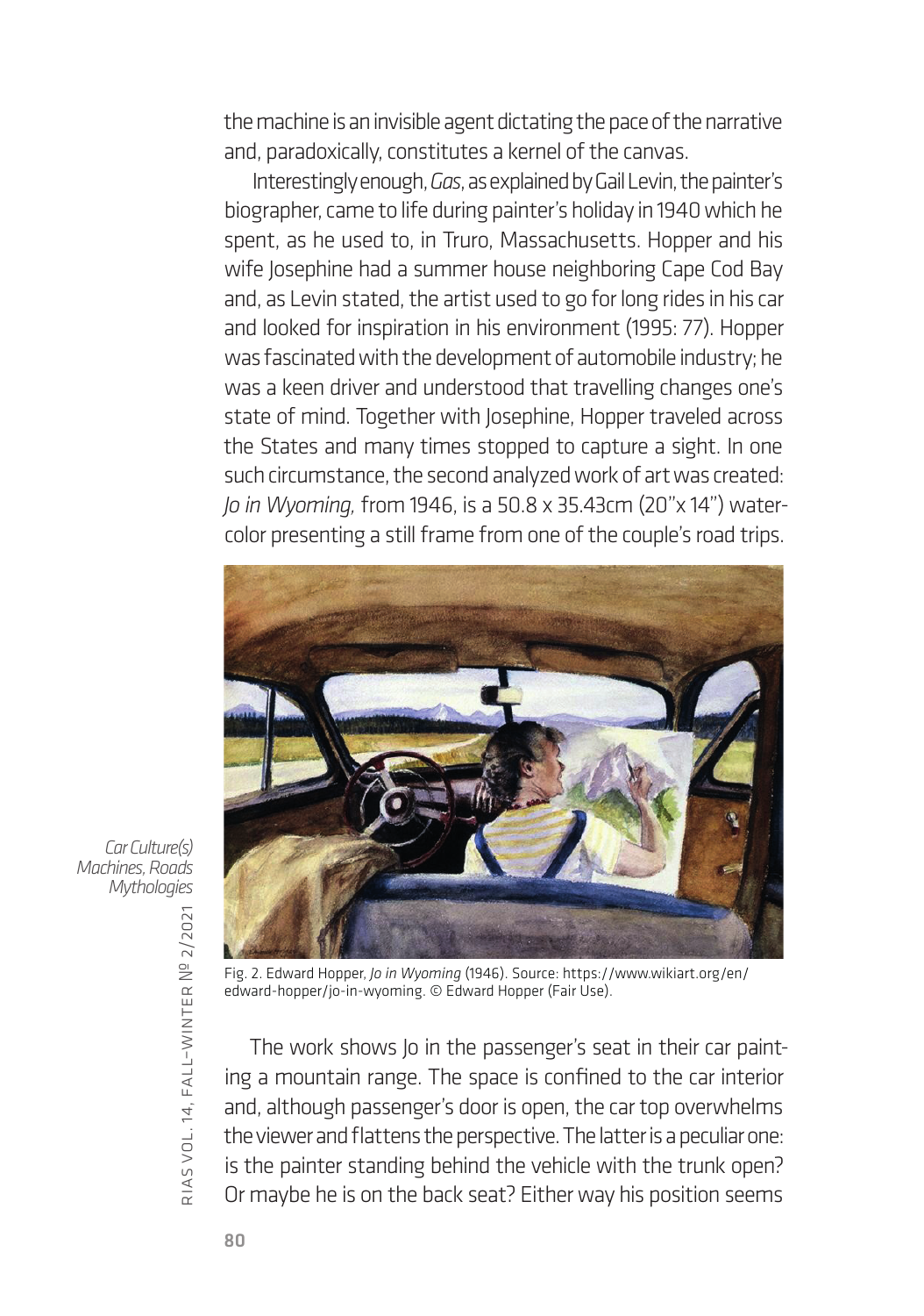the machine is an invisible agent dictating the pace of the narrative and, paradoxically, constitutes a kernel of the canvas.

Interestingly enough, *Gas*, as explained by Gail Levin, the painter's biographer, came to life during painter's holiday in 1940 which he spent, as he used to, in Truro, Massachusetts. Hopper and his wife Josephine had a summer house neighboring Cape Cod Bay and, as Levin stated, the artist used to go for long rides in his car and looked for inspiration in his environment (1995: 77). Hopper was fascinated with the development of automobile industry; he was a keen driver and understood that travelling changes one's state of mind. Together with Josephine, Hopper traveled across the States and many times stopped to capture a sight. In one such circumstance, the second analyzed work of art was created: *Jo in Wyoming,* from 1946, is a 50.8 x 35.43cm (20"x 14") watercolor presenting a still frame from one of the couple's road trips.

Fig. 2. Edward Hopper, *Jo in Wyoming* (1946). Source: https://www.wikiart.org/en/edward-hopper/jo-in-wyoming. © Edward Hopper (Fair Use).

The work shows Jo in the passenger's seat in their car painting a mountain range. The space is confined to the car interior and, although passenger's door is open, the car top overwhelms the viewer and flattens the perspective. The latter is a peculiar one: is the painter standing behind the vehicle with the trunk open? Or maybe he is on the back seat? Either way his position seems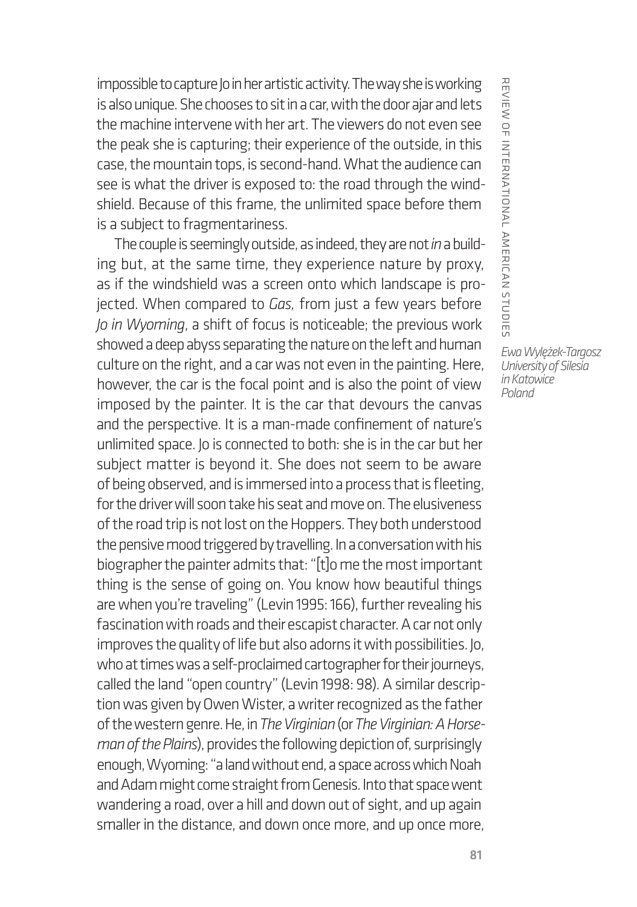impossible to capture Jo in her artistic activity. The way she is working is also unique. She chooses to sit in a car, with the door ajar and lets the machine intervene with her art. The viewers do not even see the peak she is capturing; their experience of the outside, in this case, the mountain tops, is second-hand. What the audience can see is what the driver is exposed to: the road through the windshield. Because of this frame, the unlimited space before them is a subject to fragmentariness.

The couple is seemingly outside, as indeed, they are not *in* a building but, at the same time, they experience nature by proxy, as if the windshield was a screen onto which landscape is projected. When compared to *Gas,* from just a few years before *Jo in Wyoming*, a shift of focus is noticeable; the previous work showed a deep abyss separating the nature on the left and human culture on the right, and a car was not even in the painting. Here, however, the car is the focal point and is also the point of view imposed by the painter. It is the car that devours the canvas and the perspective. It is a man-made confinement of nature's unlimited space. Jo is connected to both: she is in the car but her subject matter is beyond it. She does not seem to be aware of being observed, and is immersed into a process that is fleeting, for the driver will soon take his seat and move on. The elusiveness of the road trip is not lost on the Hoppers. They both understood the pensive mood triggered by travelling. In a conversation with his biographer the painter admits that: "[t]o me the most important thing is the sense of going on. You know how beautiful things are when you're traveling" (Levin 1995: 166), further revealing his fascination with roads and their escapist character. A car not only improves the quality of life but also adorns it with possibilities. Jo, who at times was a self-proclaimed cartographer for their journeys, called the land "open country" (Levin 1998: 98). A similar description was given by Owen Wister, a writer recognized as the father of the western genre. He, in *The Virginian* (or *The Virginian: A Horseman of the Plains*), provides the following depiction of, surprisingly enough, Wyoming: "a land without end, a space across which Noah and Adam might come straight from Genesis. Into that space went wandering a road, over a hill and down out of sight, and up again smaller in the distance, and down once more, and up once more,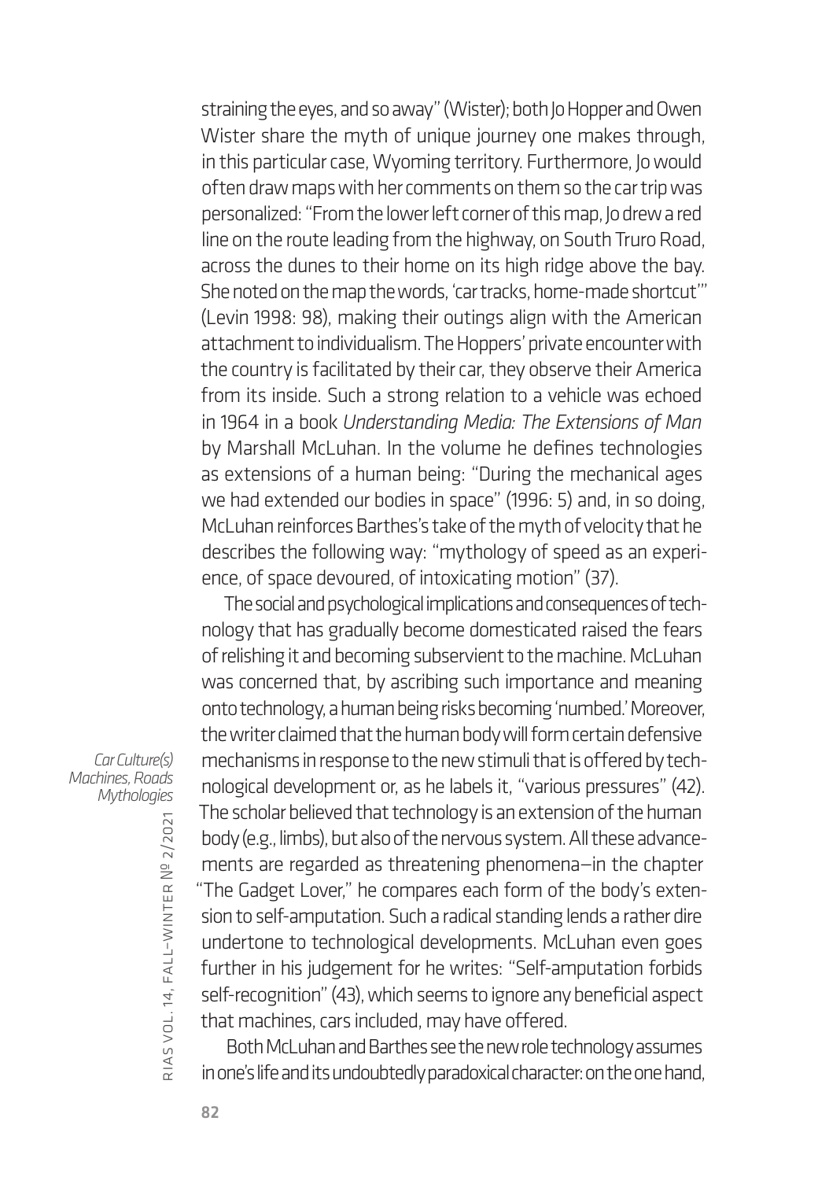straining the eyes, and so away" (Wister); both Jo Hopper and Owen Wister share the myth of unique journey one makes through, in this particular case, Wyoming territory. Furthermore, Jo would often draw maps with her comments on them so the car trip was personalized: "From the lower left corner of this map, Jo drew a red line on the route leading from the highway, on South Truro Road, across the dunes to their home on its high ridge above the bay. She noted on the map the words, 'car tracks, home-made shortcut'" (Levin 1998: 98), making their outings align with the American attachment to individualism. The Hoppers' private encounter with the country is facilitated by their car, they observe their America from its inside. Such a strong relation to a vehicle was echoed in 1964 in a book *Understanding Media: The Extensions of Man* by Marshall McLuhan. In the volume he defines technologies as extensions of a human being: "During the mechanical ages we had extended our bodies in space" (1996: 5) and, in so doing, McLuhan reinforces Barthes's take of the myth of velocity that he describes the following way: "mythology of speed as an experience, of space devoured, of intoxicating motion" (37).

The social and psychological implications and consequences of technology that has gradually become domesticated raised the fears of relishing it and becoming subservient to the machine. McLuhan was concerned that, by ascribing such importance and meaning onto technology, a human being risks becoming 'numbed.' Moreover, the writer claimed that the human body will form certain defensive mechanisms in response to the new stimuli that is offered by technological development or, as he labels it, "various pressures" (42). The scholar believed that technology is an extension of the human body (e.g., limbs), but also of the nervous system. All these advancements are regarded as threatening phenomena—in the chapter "The Gadget Lover," he compares each form of the body's extension to self-amputation. Such a radical standing lends a rather dire undertone to technological developments. McLuhan even goes further in his judgement for he writes: "Self-amputation forbids self-recognition" (43), which seems to ignore any beneficial aspect that machines, cars included, may have offered.

Both McLuhan and Barthes see the new role technology assumes in one's life and its undoubtedly paradoxical character: on the one hand,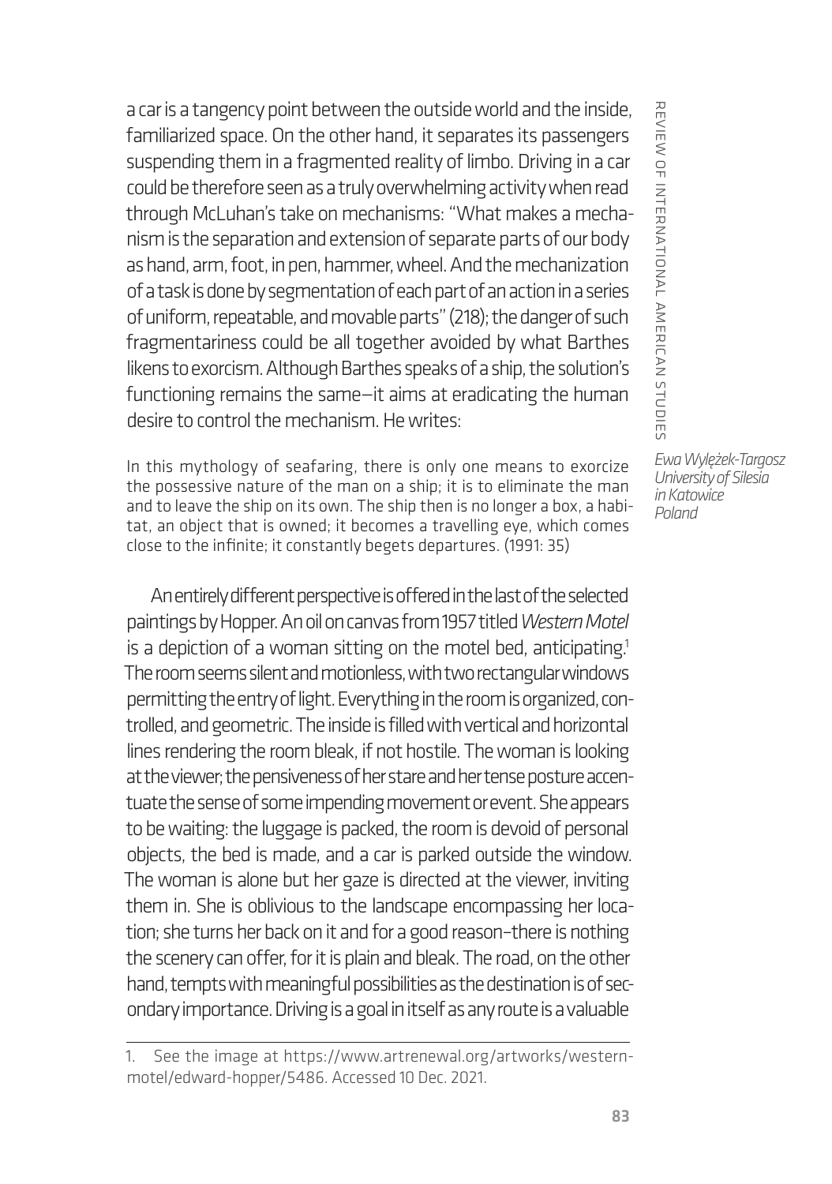a car is a tangency point between the outside world and the inside, familiarized space. On the other hand, it separates its passengers suspending them in a fragmented reality of limbo. Driving in a car could be therefore seen as a truly overwhelming activity when read through McLuhan's take on mechanisms: "What makes a mechanism is the separation and extension of separate parts of our body as hand, arm, foot, in pen, hammer, wheel. And the mechanization of a task is done by segmentation of each part of an action in a series of uniform, repeatable, and movable parts" (218); the danger of such fragmentariness could be all together avoided by what Barthes likens to exorcism. Although Barthes speaks of a ship, the solution's functioning remains the same—it aims at eradicating the human desire to control the mechanism. He writes:

> In this mythology of seafaring, there is only one means to exorcize the possessive nature of the man on a ship; it is to eliminate the man and to leave the ship on its own. The ship then is no longer a box, a habitat, an object that is owned; it becomes a travelling eye, which comes close to the infinite; it constantly begets departures. (1991: 35)

An entirely different perspective is offered in the last of the selected paintings by Hopper. An oil on canvas from 1957 titled *Western Motel* is a depiction of a woman sitting on the motel bed, anticipating.[1] The room seems silent and motionless, with two rectangular windows permitting the entry of light. Everything in the room is organized, controlled, and geometric. The inside is filled with vertical and horizontal lines rendering the room bleak, if not hostile. The woman is looking at the viewer; the pensiveness of her stare and her tense posture accentuate the sense of some impending movement or event. She appears to be waiting: the luggage is packed, the room is devoid of personal objects, the bed is made, and a car is parked outside the window. The woman is alone but her gaze is directed at the viewer, inviting them in. She is oblivious to the landscape encompassing her location; she turns her back on it and for a good reason—there is nothing the scenery can offer, for it is plain and bleak. The road, on the other hand, tempts with meaningful possibilities as the destination is of secondary importance. Driving is a goal in itself as any route is a valuable

1. See the image at https://www.artrenewal.org/artworks/western-motel/edward-hopper/5486. Accessed 10 Dec. 2021.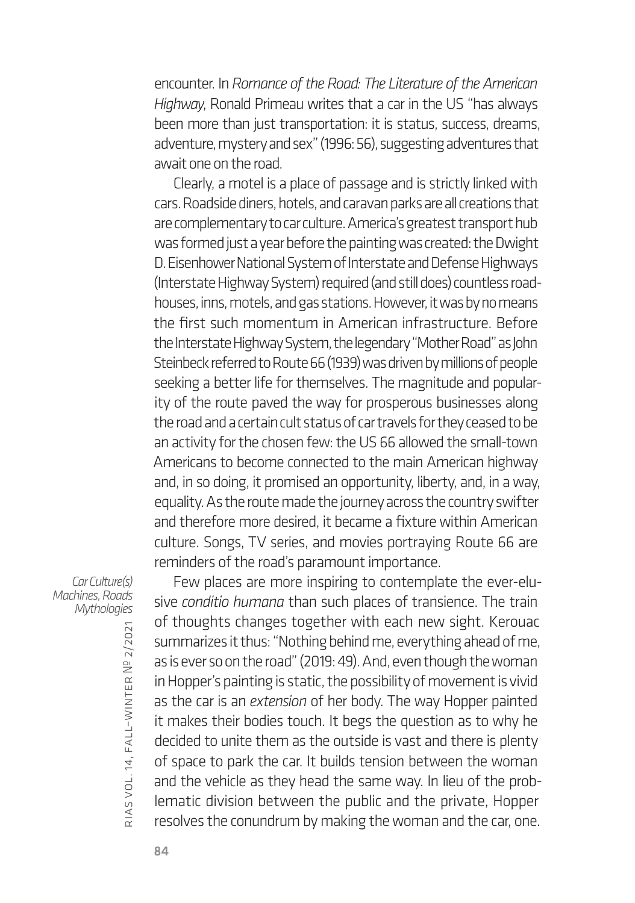encounter. In *Romance of the Road: The Literature of the American Highway*, Ronald Primeau writes that a car in the US "has always been more than just transportation: it is status, success, dreams, adventure, mystery and sex" (1996: 56), suggesting adventures that await one on the road.

Clearly, a motel is a place of passage and is strictly linked with cars. Roadside diners, hotels, and caravan parks are all creations that are complementary to car culture. America's greatest transport hub was formed just a year before the painting was created: the Dwight D. Eisenhower National System of Interstate and Defense Highways (Interstate Highway System) required (and still does) countless roadhouses, inns, motels, and gas stations. However, it was by no means the first such momentum in American infrastructure. Before the Interstate Highway System, the legendary "Mother Road" as John Steinbeck referred to Route 66 (1939) was driven by millions of people seeking a better life for themselves. The magnitude and popularity of the route paved the way for prosperous businesses along the road and a certain cult status of car travels for they ceased to be an activity for the chosen few: the US 66 allowed the small-town Americans to become connected to the main American highway and, in so doing, it promised an opportunity, liberty, and, in a way, equality. As the route made the journey across the country swifter and therefore more desired, it became a fixture within American culture. Songs, TV series, and movies portraying Route 66 are reminders of the road's paramount importance.

Few places are more inspiring to contemplate the ever-elusive *conditio humana* than such places of transience. The train of thoughts changes together with each new sight. Kerouac summarizes it thus: "Nothing behind me, everything ahead of me, as is ever so on the road" (2019: 49). And, even though the woman in Hopper's painting is static, the possibility of movement is vivid as the car is an *extension* of her body. The way Hopper painted it makes their bodies touch. It begs the question as to why he decided to unite them as the outside is vast and there is plenty of space to park the car. It builds tension between the woman and the vehicle as they head the same way. In lieu of the problematic division between the public and the private, Hopper resolves the conundrum by making the woman and the car, one.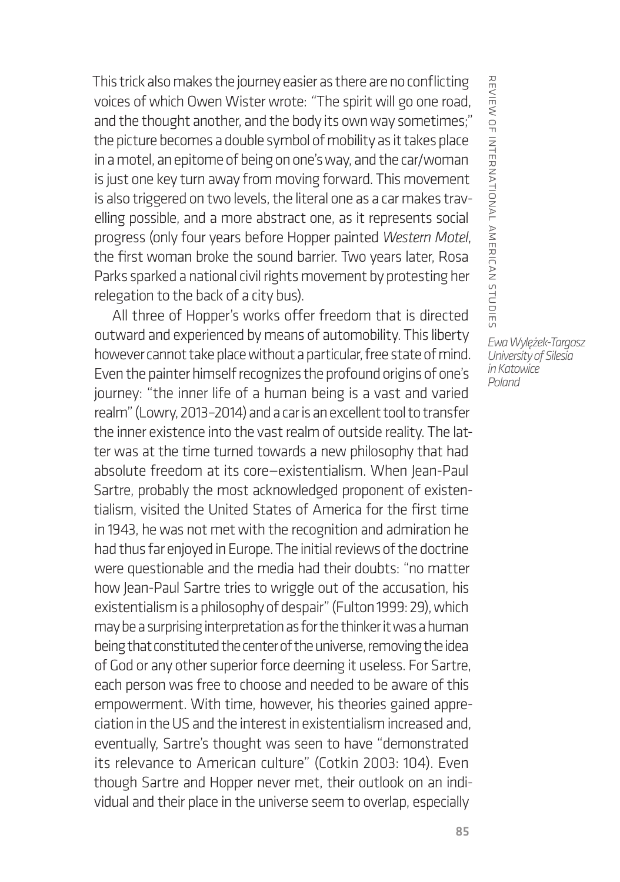This trick also makes the journey easier as there are no conflicting voices of which Owen Wister wrote: "The spirit will go one road, and the thought another, and the body its own way sometimes;" the picture becomes a double symbol of mobility as it takes place in a motel, an epitome of being on one's way, and the car/woman is just one key turn away from moving forward. This movement is also triggered on two levels, the literal one as a car makes travelling possible, and a more abstract one, as it represents social progress (only four years before Hopper painted *Western Motel*, the first woman broke the sound barrier. Two years later, Rosa Parks sparked a national civil rights movement by protesting her relegation to the back of a city bus).

All three of Hopper's works offer freedom that is directed outward and experienced by means of automobility. This liberty however cannot take place without a particular, free state of mind. Even the painter himself recognizes the profound origins of one's journey: "the inner life of a human being is a vast and varied realm" (Lowry, 2013–2014) and a car is an excellent tool to transfer the inner existence into the vast realm of outside reality. The latter was at the time turned towards a new philosophy that had absolute freedom at its core—existentialism. When Jean-Paul Sartre, probably the most acknowledged proponent of existentialism, visited the United States of America for the first time in 1943, he was not met with the recognition and admiration he had thus far enjoyed in Europe. The initial reviews of the doctrine were questionable and the media had their doubts: "no matter how Jean-Paul Sartre tries to wriggle out of the accusation, his existentialism is a philosophy of despair" (Fulton 1999: 29), which may be a surprising interpretation as for the thinker it was a human being that constituted the center of the universe, removing the idea of God or any other superior force deeming it useless. For Sartre, each person was free to choose and needed to be aware of this empowerment. With time, however, his theories gained appreciation in the US and the interest in existentialism increased and, eventually, Sartre's thought was seen to have "demonstrated its relevance to American culture" (Cotkin 2003: 104). Even though Sartre and Hopper never met, their outlook on an individual and their place in the universe seem to overlap, especially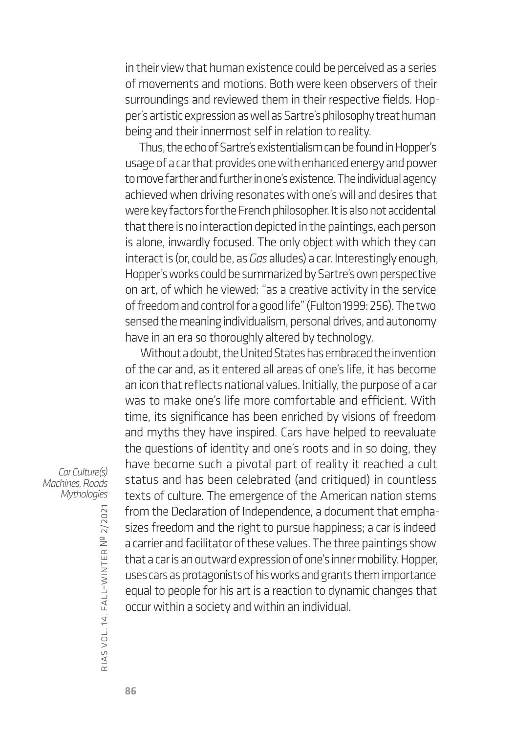in their view that human existence could be perceived as a series of movements and motions. Both were keen observers of their surroundings and reviewed them in their respective fields. Hopper's artistic expression as well as Sartre's philosophy treat human being and their innermost self in relation to reality.

Thus, the echo of Sartre's existentialism can be found in Hopper's usage of a car that provides one with enhanced energy and power to move farther and further in one's existence. The individual agency achieved when driving resonates with one's will and desires that were key factors for the French philosopher. It is also not accidental that there is no interaction depicted in the paintings, each person is alone, inwardly focused. The only object with which they can interact is (or, could be, as *Gas* alludes) a car. Interestingly enough, Hopper's works could be summarized by Sartre's own perspective on art, of which he viewed: "as a creative activity in the service of freedom and control for a good life" (Fulton 1999: 256). The two sensed the meaning individualism, personal drives, and autonomy have in an era so thoroughly altered by technology.

Without a doubt, the United States has embraced the invention of the car and, as it entered all areas of one's life, it has become an icon that reflects national values. Initially, the purpose of a car was to make one's life more comfortable and efficient. With time, its significance has been enriched by visions of freedom and myths they have inspired. Cars have helped to reevaluate the questions of identity and one's roots and in so doing, they have become such a pivotal part of reality it reached a cult status and has been celebrated (and critiqued) in countless texts of culture. The emergence of the American nation stems from the Declaration of Independence, a document that emphasizes freedom and the right to pursue happiness; a car is indeed a carrier and facilitator of these values. The three paintings show that a car is an outward expression of one's inner mobility. Hopper, uses cars as protagonists of his works and grants them importance equal to people for his art is a reaction to dynamic changes that occur within a society and within an individual.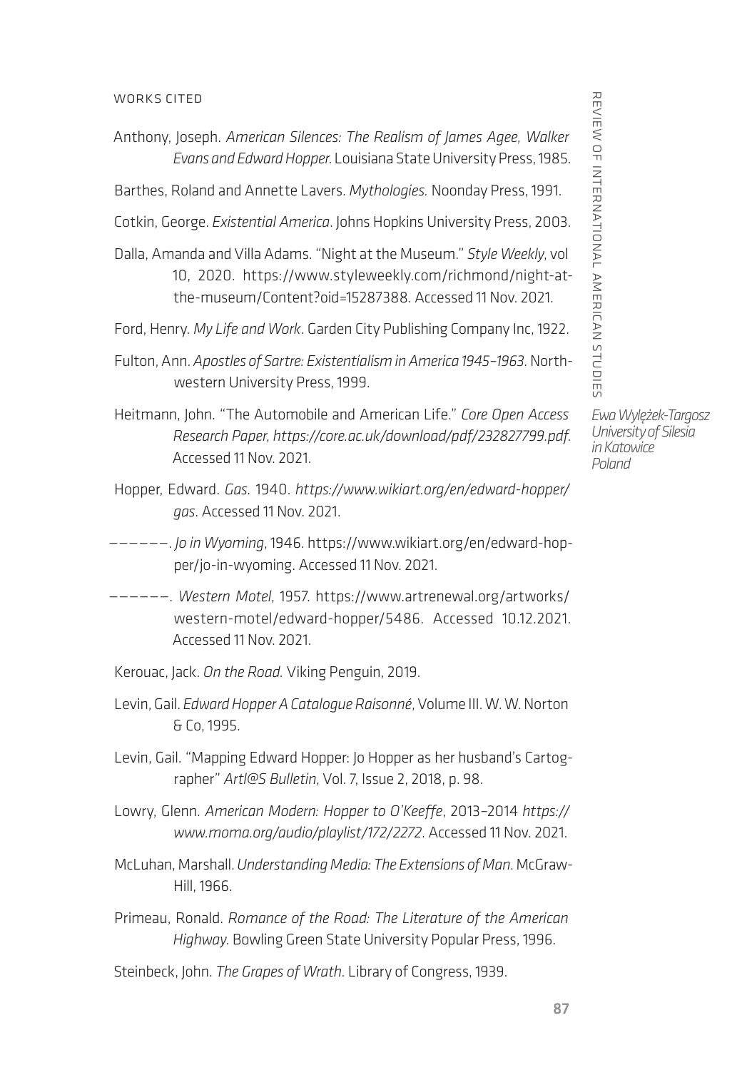## WORKS CITED

Anthony, Joseph. *American Silences: The Realism of James Agee, Walker Evans and Edward Hopper*. Louisiana State University Press, 1985.

Barthes, Roland and Annette Lavers. *Mythologies.* Noonday Press, 1991.

Cotkin, George. *Existential America*. Johns Hopkins University Press, 2003.

Dalla, Amanda and Villa Adams. "Night at the Museum." *Style Weekly*, vol 10, 2020. https://www.styleweekly.com/richmond/night-at-the-museum/Content?oid=15287388. Accessed 11 Nov. 2021.

Ford, Henry. *My Life and Work*. Garden City Publishing Company Inc, 1922.

Fulton, Ann. *Apostles of Sartre: Existentialism in America 1945–1963.* Northwestern University Press, 1999.

Heitmann, John. "The Automobile and American Life." *Core Open Access Research Paper*, *https://core.ac.uk/download/pdf/232827799.pdf*. Accessed 11 Nov. 2021.

Hopper, Edward. *Gas.* 1940. *https://www.wikiart.org/en/edward-hopper/gas*. Accessed 11 Nov. 2021.

——————. *Jo in Wyoming*, 1946. https://www.wikiart.org/en/edward-hopper/jo-in-wyoming. Accessed 11 Nov. 2021.

——————. *Western Motel*, 1957. https://www.artrenewal.org/artworks/western-motel/edward-hopper/5486. Accessed 10.12.2021. Accessed 11 Nov. 2021.

Kerouac, Jack. *On the Road.* Viking Penguin, 2019.

Levin, Gail. *Edward Hopper A Catalogue Raisonné*, Volume III. W. W. Norton & Co, 1995.

Levin, Gail. "Mapping Edward Hopper: Jo Hopper as her husband's Cartographer" *Artl@S Bulletin*, Vol. 7, Issue 2, 2018, p. 98.

Lowry, Glenn. *American Modern: Hopper to O'Keeffe*, 2013–2014 *https://www.moma.org/audio/playlist/172/2272*. Accessed 11 Nov. 2021.

McLuhan, Marshall. *Understanding Media: The Extensions of Man*. McGraw-Hill, 1966.

Primeau, Ronald. *Romance of the Road: The Literature of the American Highway.* Bowling Green State University Popular Press, 1996.

Steinbeck, John. *The Grapes of Wrath*. Library of Congress, 1939.

*Ewa Wylężek-Targosz*
*University of Silesia in Katowice*
*Poland*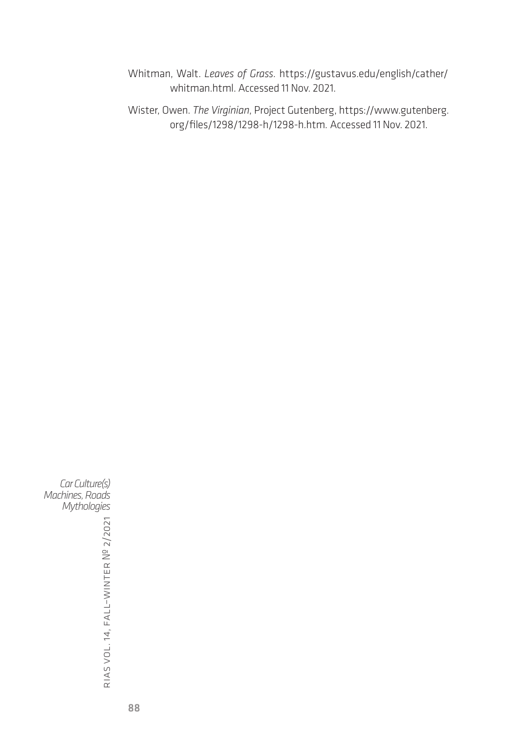Whitman, Walt. *Leaves of Grass.* https://gustavus.edu/english/cather/whitman.html. Accessed 11 Nov. 2021.

Wister, Owen. *The Virginian*, Project Gutenberg, https://www.gutenberg.org/files/1298/1298-h/1298-h.htm. Accessed 11 Nov. 2021.